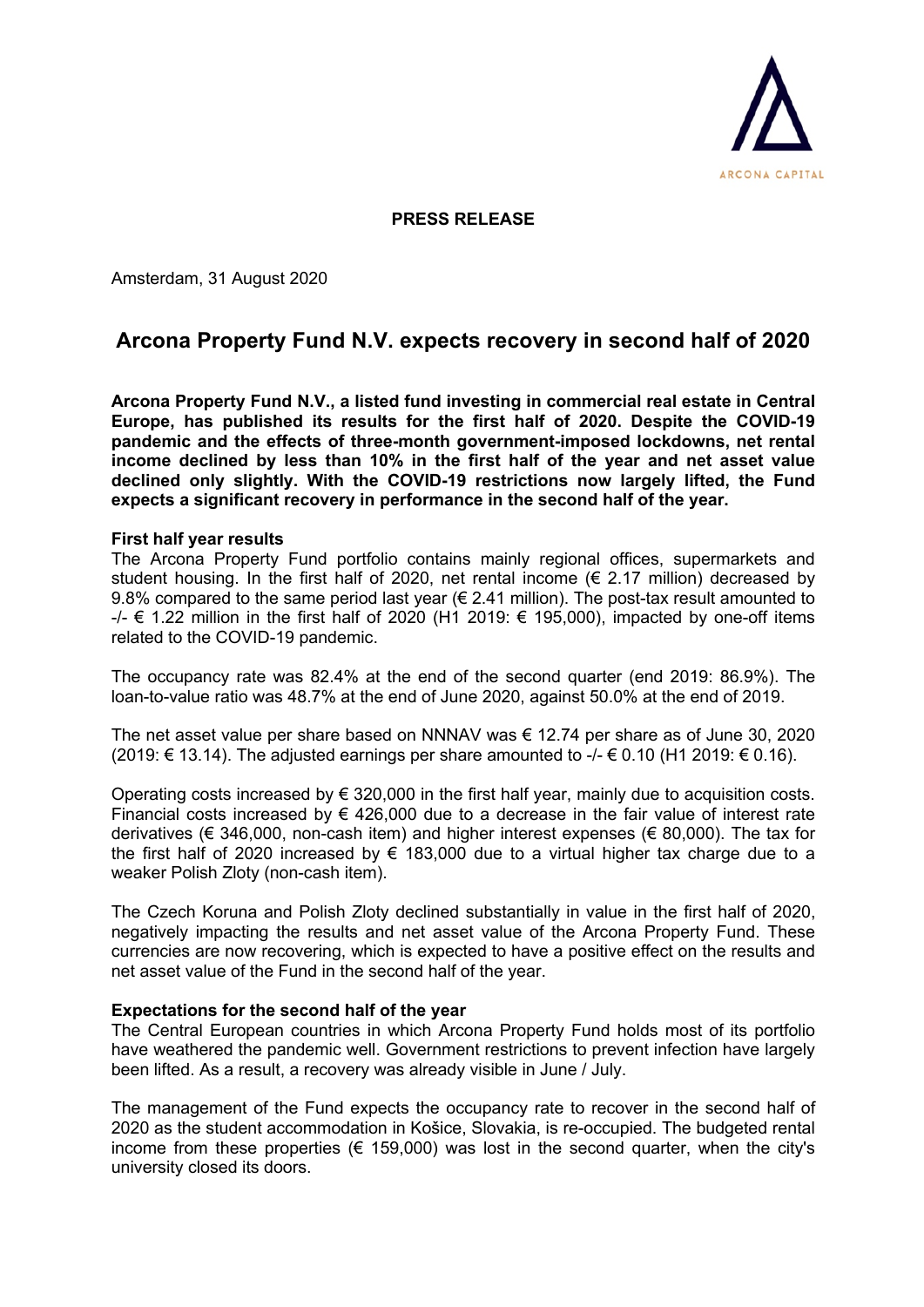**PRESS RELEASE**

Amsterdam, 31 August 2020

# Arcona Property Fund N.V. expects recovery in second half of 2020

**Arcona Property Fund N.V., a listed fund investing in commercial real estate in Central Europe, has published its results for the first half of 2020. Despite the COVID-19 pandemic and the effects of three-month government-imposed lockdowns, net rental income declined by less than 10% in the first half of the year and net asset value declined only slightly. With the COVID-19 restrictions now largely lifted, the Fund expects a significant recovery in performance in the second half of the year.**

**First half year results**

The Arcona Property Fund portfolio contains mainly regional offices, supermarkets and student housing. In the first half of 2020, net rental income (€ 2.17 million) decreased by 9.8% compared to the same period last year (€ 2.41 million). The post-tax result amounted to -/- € 1.22 million in the first half of 2020 (H1 2019: € 195,000), impacted by one-off items related to the COVID-19 pandemic.

The occupancy rate was 82.4% at the end of the second quarter (end 2019: 86.9%). The loan-to-value ratio was 48.7% at the end of June 2020, against 50.0% at the end of 2019.

The net asset value per share based on NNNAV was € 12.74 per share as of June 30, 2020 (2019: € 13.14). The adjusted earnings per share amounted to -/- € 0.10 (H1 2019: € 0.16).

Operating costs increased by € 320,000 in the first half year, mainly due to acquisition costs. Financial costs increased by € 426,000 due to a decrease in the fair value of interest rate derivatives (€ 346,000, non-cash item) and higher interest expenses (€ 80,000). The tax for the first half of 2020 increased by € 183,000 due to a virtual higher tax charge due to a weaker Polish Zloty (non-cash item).

The Czech Koruna and Polish Zloty declined substantially in value in the first half of 2020, negatively impacting the results and net asset value of the Arcona Property Fund. These currencies are now recovering, which is expected to have a positive effect on the results and net asset value of the Fund in the second half of the year.

**Expectations for the second half of the year**

The Central European countries in which Arcona Property Fund holds most of its portfolio have weathered the pandemic well. Government restrictions to prevent infection have largely been lifted. As a result, a recovery was already visible in June / July.

The management of the Fund expects the occupancy rate to recover in the second half of 2020 as the student accommodation in Košice, Slovakia, is re-occupied. The budgeted rental income from these properties (€ 159,000) was lost in the second quarter, when the city's university closed its doors.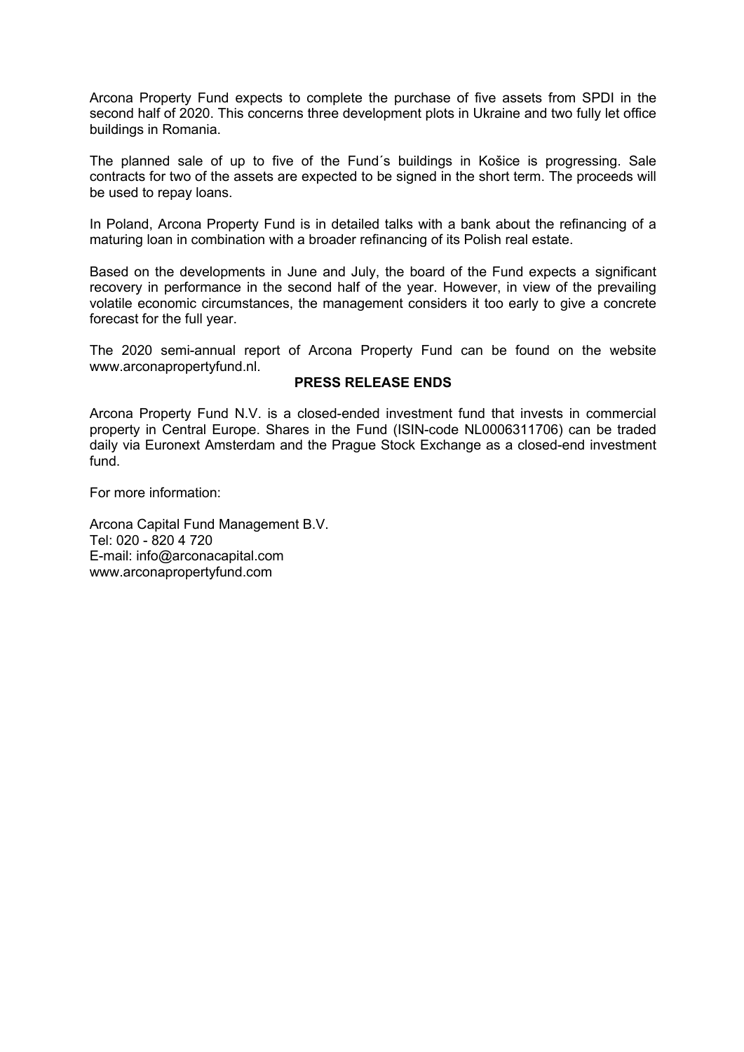Arcona Property Fund expects to complete the purchase of five assets from SPDI in the second half of 2020. This concerns three development plots in Ukraine and two fully let office buildings in Romania.

The planned sale of up to five of the Fund´s buildings in Košice is progressing. Sale contracts for two of the assets are expected to be signed in the short term. The proceeds will be used to repay loans.

In Poland, Arcona Property Fund is in detailed talks with a bank about the refinancing of a maturing loan in combination with a broader refinancing of its Polish real estate.

Based on the developments in June and July, the board of the Fund expects a significant recovery in performance in the second half of the year. However, in view of the prevailing volatile economic circumstances, the management considers it too early to give a concrete forecast for the full year.

The 2020 semi-annual report of Arcona Property Fund can be found on the website www.arconapropertyfund.nl.

**PRESS RELEASE ENDS**

Arcona Property Fund N.V. is a closed-ended investment fund that invests in commercial property in Central Europe. Shares in the Fund (ISIN-code NL0006311706) can be traded daily via Euronext Amsterdam and the Prague Stock Exchange as a closed-end investment fund.

For more information:

Arcona Capital Fund Management B.V.
Tel: 020 - 820 4 720
E-mail: info@arconacapital.com
www.arconapropertyfund.com